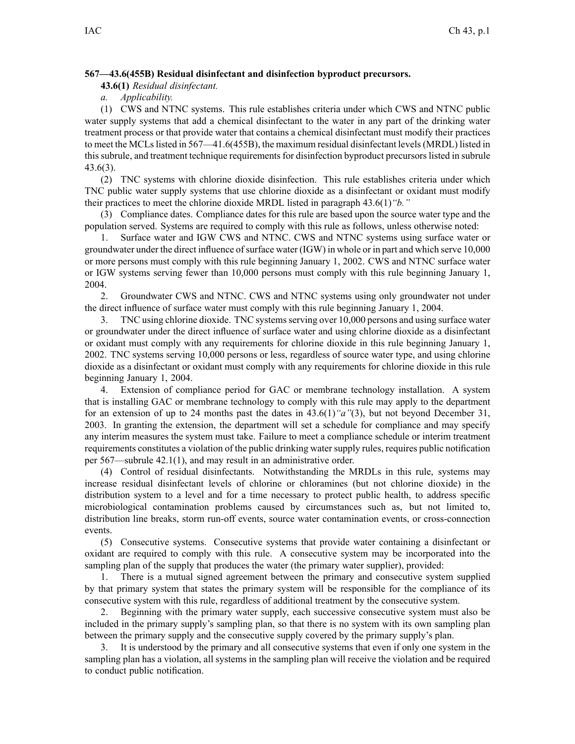**567—43.6(455B) Residual disinfectant and disinfection byproduct precursors.**

**43.6(1)** *Residual disinfectant.*

*a. Applicability.*

(1) CWS and NTNC systems. This rule establishes criteria under which CWS and NTNC public water supply systems that add a chemical disinfectant to the water in any part of the drinking water treatment process or that provide water that contains a chemical disinfectant must modify their practices to meet the MCLs listed in 567—41.6(455B), the maximum residual disinfectant levels (MRDL) listed in this subrule, and treatment technique requirements for disinfection byproduct precursors listed in subrule 43.6(3).

(2) TNC systems with chlorine dioxide disinfection. This rule establishes criteria under which TNC public water supply systems that use chlorine dioxide as a disinfectant or oxidant must modify their practices to meet the chlorine dioxide MRDL listed in paragraph 43.6(1)*"b."*

(3) Compliance dates. Compliance dates for this rule are based upon the source water type and the population served. Systems are required to comply with this rule as follows, unless otherwise noted:

1. Surface water and IGW CWS and NTNC. CWS and NTNC systems using surface water or groundwater under the direct influence of surface water (IGW) in whole or in part and which serve 10,000 or more persons must comply with this rule beginning January 1, 2002. CWS and NTNC surface water or IGW systems serving fewer than 10,000 persons must comply with this rule beginning January 1, 2004.

2. Groundwater CWS and NTNC. CWS and NTNC systems using only groundwater not under the direct influence of surface water must comply with this rule beginning January 1, 2004.

3. TNC using chlorine dioxide. TNC systems serving over 10,000 persons and using surface water or groundwater under the direct influence of surface water and using chlorine dioxide as a disinfectant or oxidant must comply with any requirements for chlorine dioxide in this rule beginning January 1, 2002. TNC systems serving 10,000 persons or less, regardless of source water type, and using chlorine dioxide as a disinfectant or oxidant must comply with any requirements for chlorine dioxide in this rule beginning January 1, 2004.

4. Extension of compliance period for GAC or membrane technology installation. A system that is installing GAC or membrane technology to comply with this rule may apply to the department for an extension of up to 24 months past the dates in 43.6(1)*"a"*(3), but not beyond December 31, 2003. In granting the extension, the department will set a schedule for compliance and may specify any interim measures the system must take. Failure to meet a compliance schedule or interim treatment requirements constitutes a violation of the public drinking water supply rules, requires public notification per 567—subrule 42.1(1), and may result in an administrative order.

(4) Control of residual disinfectants. Notwithstanding the MRDLs in this rule, systems may increase residual disinfectant levels of chlorine or chloramines (but not chlorine dioxide) in the distribution system to a level and for a time necessary to protect public health, to address specific microbiological contamination problems caused by circumstances such as, but not limited to, distribution line breaks, storm run-off events, source water contamination events, or cross-connection events.

(5) Consecutive systems. Consecutive systems that provide water containing a disinfectant or oxidant are required to comply with this rule. A consecutive system may be incorporated into the sampling plan of the supply that produces the water (the primary water supplier), provided:

1. There is a mutual signed agreement between the primary and consecutive system supplied by that primary system that states the primary system will be responsible for the compliance of its consecutive system with this rule, regardless of additional treatment by the consecutive system.

2. Beginning with the primary water supply, each successive consecutive system must also be included in the primary supply's sampling plan, so that there is no system with its own sampling plan between the primary supply and the consecutive supply covered by the primary supply's plan.

3. It is understood by the primary and all consecutive systems that even if only one system in the sampling plan has a violation, all systems in the sampling plan will receive the violation and be required to conduct public notification.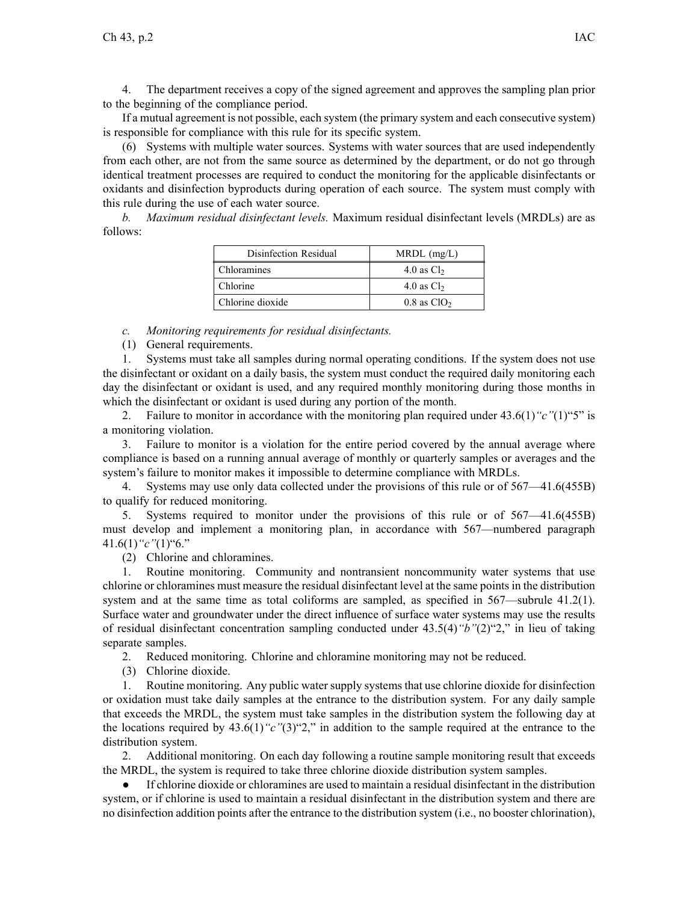4. The department receives a copy of the signed agreement and approves the sampling plan prior to the beginning of the compliance period.

If a mutual agreement is not possible, each system (the primary system and each consecutive system) is responsible for compliance with this rule for its specific system.

(6) Systems with multiple water sources. Systems with water sources that are used independently from each other, are not from the same source as determined by the department, or do not go through identical treatment processes are required to conduct the monitoring for the applicable disinfectants or oxidants and disinfection byproducts during operation of each source. The system must comply with this rule during the use of each water source.

*b. Maximum residual disinfectant levels.* Maximum residual disinfectant levels (MRDLs) are as follows:

| Disinfection Residual | MRDL (mg/L) |
|---|---|
| Chloramines | 4.0 as $Cl_2$ |
| Chlorine | 4.0 as $Cl_2$ |
| Chlorine dioxide | 0.8 as $ClO_2$ |

*c. Monitoring requirements for residual disinfectants.*

(1) General requirements.

1. Systems must take all samples during normal operating conditions. If the system does not use the disinfectant or oxidant on a daily basis, the system must conduct the required daily monitoring each day the disinfectant or oxidant is used, and any required monthly monitoring during those months in which the disinfectant or oxidant is used during any portion of the month.

2. Failure to monitor in accordance with the monitoring plan required under 43.6(1)*"c"*(1)"5" is a monitoring violation.

3. Failure to monitor is a violation for the entire period covered by the annual average where compliance is based on a running annual average of monthly or quarterly samples or averages and the system's failure to monitor makes it impossible to determine compliance with MRDLs.

4. Systems may use only data collected under the provisions of this rule or of 567—41.6(455B) to qualify for reduced monitoring.

5. Systems required to monitor under the provisions of this rule or of 567—41.6(455B) must develop and implement a monitoring plan, in accordance with 567—numbered paragraph 41.6(1)*"c"*(1)"6."

(2) Chlorine and chloramines.

1. Routine monitoring. Community and nontransient noncommunity water systems that use chlorine or chloramines must measure the residual disinfectant level at the same points in the distribution system and at the same time as total coliforms are sampled, as specified in 567—subrule 41.2(1). Surface water and groundwater under the direct influence of surface water systems may use the results of residual disinfectant concentration sampling conducted under 43.5(4)*"b"*(2)"2," in lieu of taking separate samples.

2. Reduced monitoring. Chlorine and chloramine monitoring may not be reduced.

(3) Chlorine dioxide.

1. Routine monitoring. Any public water supply systems that use chlorine dioxide for disinfection or oxidation must take daily samples at the entrance to the distribution system. For any daily sample that exceeds the MRDL, the system must take samples in the distribution system the following day at the locations required by 43.6(1)*"c"*(3)"2," in addition to the sample required at the entrance to the distribution system.

2. Additional monitoring. On each day following a routine sample monitoring result that exceeds the MRDL, the system is required to take three chlorine dioxide distribution system samples.

- If chlorine dioxide or chloramines are used to maintain a residual disinfectant in the distribution system, or if chlorine is used to maintain a residual disinfectant in the distribution system and there are no disinfection addition points after the entrance to the distribution system (i.e., no booster chlorination),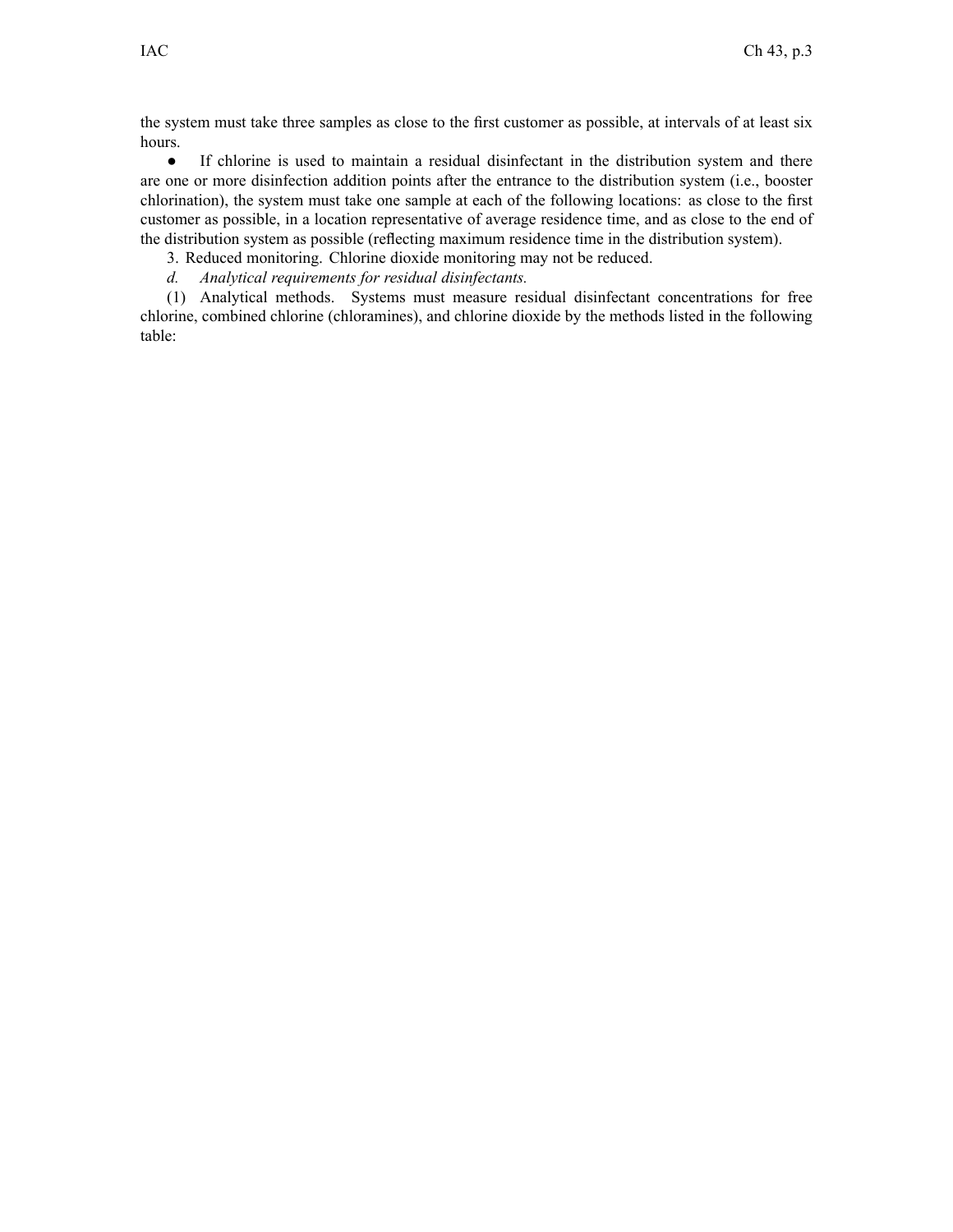the system must take three samples as close to the first customer as possible, at intervals of at least six hours.

● If chlorine is used to maintain a residual disinfectant in the distribution system and there are one or more disinfection addition points after the entrance to the distribution system (i.e., booster chlorination), the system must take one sample at each of the following locations: as close to the first customer as possible, in a location representative of average residence time, and as close to the end of the distribution system as possible (reflecting maximum residence time in the distribution system).

3. Reduced monitoring. Chlorine dioxide monitoring may not be reduced.

*d. Analytical requirements for residual disinfectants.*

(1) Analytical methods. Systems must measure residual disinfectant concentrations for free chlorine, combined chlorine (chloramines), and chlorine dioxide by the methods listed in the following table: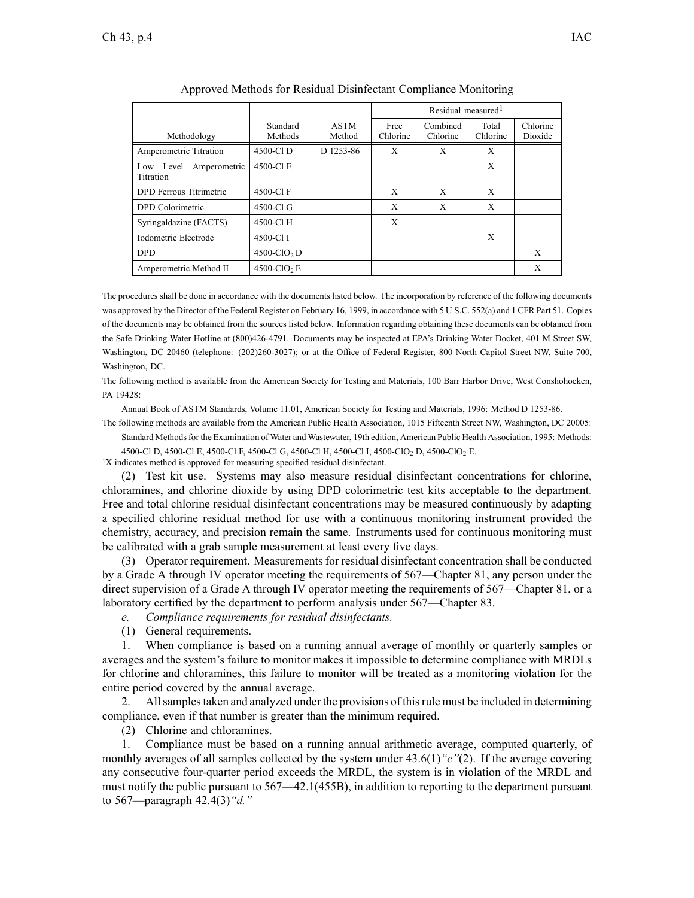Approved Methods for Residual Disinfectant Compliance Monitoring

| Methodology | Standard Methods | ASTM Method | Residual measured[1] | | | |
|---|---|---|---|---|---|---|
| | | | Free Chlorine | Combined Chlorine | Total Chlorine | Chlorine Dioxide |
| Amperometric Titration | 4500-Cl D | D 1253-86 | X | X | X | |
| Low Level Amperometric Titration | 4500-Cl E | | | | X | |
| DPD Ferrous Titrimetric | 4500-Cl F | | X | X | X | |
| DPD Colorimetric | 4500-Cl G | | X | X | X | |
| Syringaldazine (FACTS) | 4500-Cl H | | X | | | |
| Iodometric Electrode | 4500-Cl I | | | | X | |
| DPD | 4500-$ClO_2$ D | | | | | X |
| Amperometric Method II | 4500-$ClO_2$ E | | | | | X |

The procedures shall be done in accordance with the documents listed below. The incorporation by reference of the following documents was approved by the Director of the Federal Register on February 16, 1999, in accordance with 5 U.S.C. 552(a) and 1 CFR Part 51. Copies of the documents may be obtained from the sources listed below. Information regarding obtaining these documents can be obtained from the Safe Drinking Water Hotline at (800)426-4791. Documents may be inspected at EPA's Drinking Water Docket, 401 M Street SW, Washington, DC 20460 (telephone: (202)260-3027); or at the Office of Federal Register, 800 North Capitol Street NW, Suite 700, Washington, DC.

The following method is available from the American Society for Testing and Materials, 100 Barr Harbor Drive, West Conshohocken, PA 19428:

Annual Book of ASTM Standards, Volume 11.01, American Society for Testing and Materials, 1996: Method D 1253-86.

The following methods are available from the American Public Health Association, 1015 Fifteenth Street NW, Washington, DC 20005:

Standard Methods for the Examination of Water and Wastewater, 19th edition, American Public Health Association, 1995: Methods: 4500-Cl D, 4500-Cl E, 4500-Cl F, 4500-Cl G, 4500-Cl H, 4500-Cl I, 4500-$ClO_2$ D, 4500-$ClO_2$ E.

[1]X indicates method is approved for measuring specified residual disinfectant.

(2) Test kit use. Systems may also measure residual disinfectant concentrations for chlorine, chloramines, and chlorine dioxide by using DPD colorimetric test kits acceptable to the department. Free and total chlorine residual disinfectant concentrations may be measured continuously by adapting a specified chlorine residual method for use with a continuous monitoring instrument provided the chemistry, accuracy, and precision remain the same. Instruments used for continuous monitoring must be calibrated with a grab sample measurement at least every five days.

(3) Operator requirement. Measurements for residual disinfectant concentration shall be conducted by a Grade A through IV operator meeting the requirements of 567—Chapter 81, any person under the direct supervision of a Grade A through IV operator meeting the requirements of 567—Chapter 81, or a laboratory certified by the department to perform analysis under 567—Chapter 83.

*e. Compliance requirements for residual disinfectants.*

(1) General requirements.

1. When compliance is based on a running annual average of monthly or quarterly samples or averages and the system's failure to monitor makes it impossible to determine compliance with MRDLs for chlorine and chloramines, this failure to monitor will be treated as a monitoring violation for the entire period covered by the annual average.

2. All samples taken and analyzed under the provisions of this rule must be included in determining compliance, even if that number is greater than the minimum required.

(2) Chlorine and chloramines.

1. Compliance must be based on a running annual arithmetic average, computed quarterly, of monthly averages of all samples collected by the system under 43.6(1)*"c"*(2). If the average covering any consecutive four-quarter period exceeds the MRDL, the system is in violation of the MRDL and must notify the public pursuant to 567—42.1(455B), in addition to reporting to the department pursuant to 567—paragraph 42.4(3)*"d."*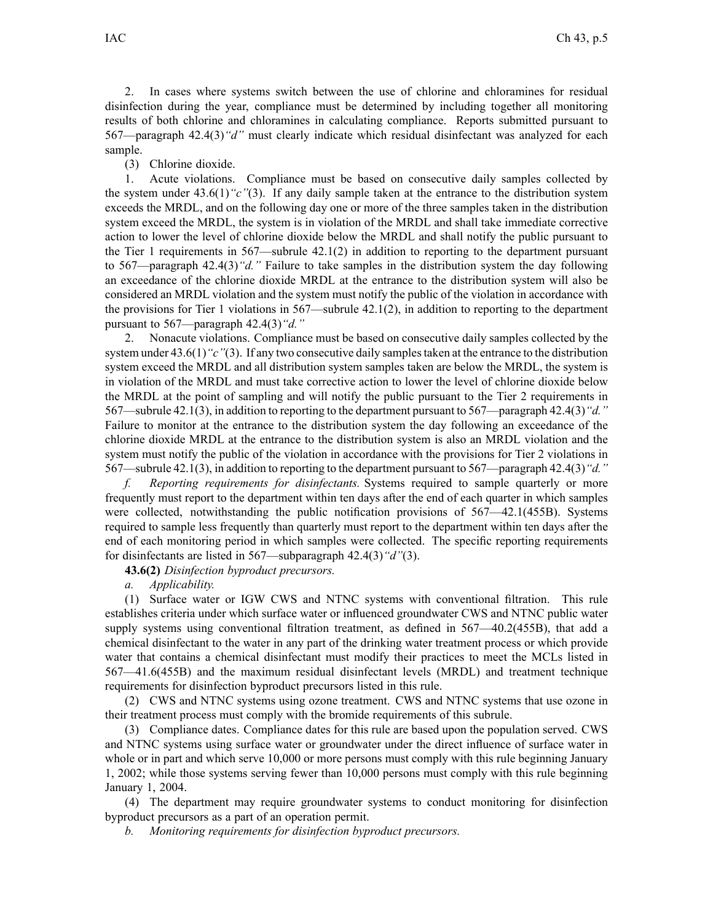2. In cases where systems switch between the use of chlorine and chloramines for residual disinfection during the year, compliance must be determined by including together all monitoring results of both chlorine and chloramines in calculating compliance. Reports submitted pursuant to 567—paragraph 42.4(3)*"d"* must clearly indicate which residual disinfectant was analyzed for each sample.

(3) Chlorine dioxide.

1. Acute violations. Compliance must be based on consecutive daily samples collected by the system under 43.6(1)*"c"*(3). If any daily sample taken at the entrance to the distribution system exceeds the MRDL, and on the following day one or more of the three samples taken in the distribution system exceed the MRDL, the system is in violation of the MRDL and shall take immediate corrective action to lower the level of chlorine dioxide below the MRDL and shall notify the public pursuant to the Tier 1 requirements in 567—subrule 42.1(2) in addition to reporting to the department pursuant to 567—paragraph 42.4(3)*"d."* Failure to take samples in the distribution system the day following an exceedance of the chlorine dioxide MRDL at the entrance to the distribution system will also be considered an MRDL violation and the system must notify the public of the violation in accordance with the provisions for Tier 1 violations in 567—subrule 42.1(2), in addition to reporting to the department pursuant to 567—paragraph 42.4(3)*"d."*

2. Nonacute violations. Compliance must be based on consecutive daily samples collected by the system under 43.6(1)*"c"*(3). If any two consecutive daily samples taken at the entrance to the distribution system exceed the MRDL and all distribution system samples taken are below the MRDL, the system is in violation of the MRDL and must take corrective action to lower the level of chlorine dioxide below the MRDL at the point of sampling and will notify the public pursuant to the Tier 2 requirements in 567—subrule 42.1(3), in addition to reporting to the department pursuant to 567—paragraph 42.4(3)*"d."* Failure to monitor at the entrance to the distribution system the day following an exceedance of the chlorine dioxide MRDL at the entrance to the distribution system is also an MRDL violation and the system must notify the public of the violation in accordance with the provisions for Tier 2 violations in 567—subrule 42.1(3), in addition to reporting to the department pursuant to 567—paragraph 42.4(3)*"d."*

*f. Reporting requirements for disinfectants.* Systems required to sample quarterly or more frequently must report to the department within ten days after the end of each quarter in which samples were collected, notwithstanding the public notification provisions of 567—42.1(455B). Systems required to sample less frequently than quarterly must report to the department within ten days after the end of each monitoring period in which samples were collected. The specific reporting requirements for disinfectants are listed in 567—subparagraph 42.4(3)*"d"*(3).

**43.6(2)** *Disinfection byproduct precursors.*

*a. Applicability.*

(1) Surface water or IGW CWS and NTNC systems with conventional filtration. This rule establishes criteria under which surface water or influenced groundwater CWS and NTNC public water supply systems using conventional filtration treatment, as defined in 567—40.2(455B), that add a chemical disinfectant to the water in any part of the drinking water treatment process or which provide water that contains a chemical disinfectant must modify their practices to meet the MCLs listed in 567—41.6(455B) and the maximum residual disinfectant levels (MRDL) and treatment technique requirements for disinfection byproduct precursors listed in this rule.

(2) CWS and NTNC systems using ozone treatment. CWS and NTNC systems that use ozone in their treatment process must comply with the bromide requirements of this subrule.

(3) Compliance dates. Compliance dates for this rule are based upon the population served. CWS and NTNC systems using surface water or groundwater under the direct influence of surface water in whole or in part and which serve 10,000 or more persons must comply with this rule beginning January 1, 2002; while those systems serving fewer than 10,000 persons must comply with this rule beginning January 1, 2004.

(4) The department may require groundwater systems to conduct monitoring for disinfection byproduct precursors as a part of an operation permit.

*b. Monitoring requirements for disinfection byproduct precursors.*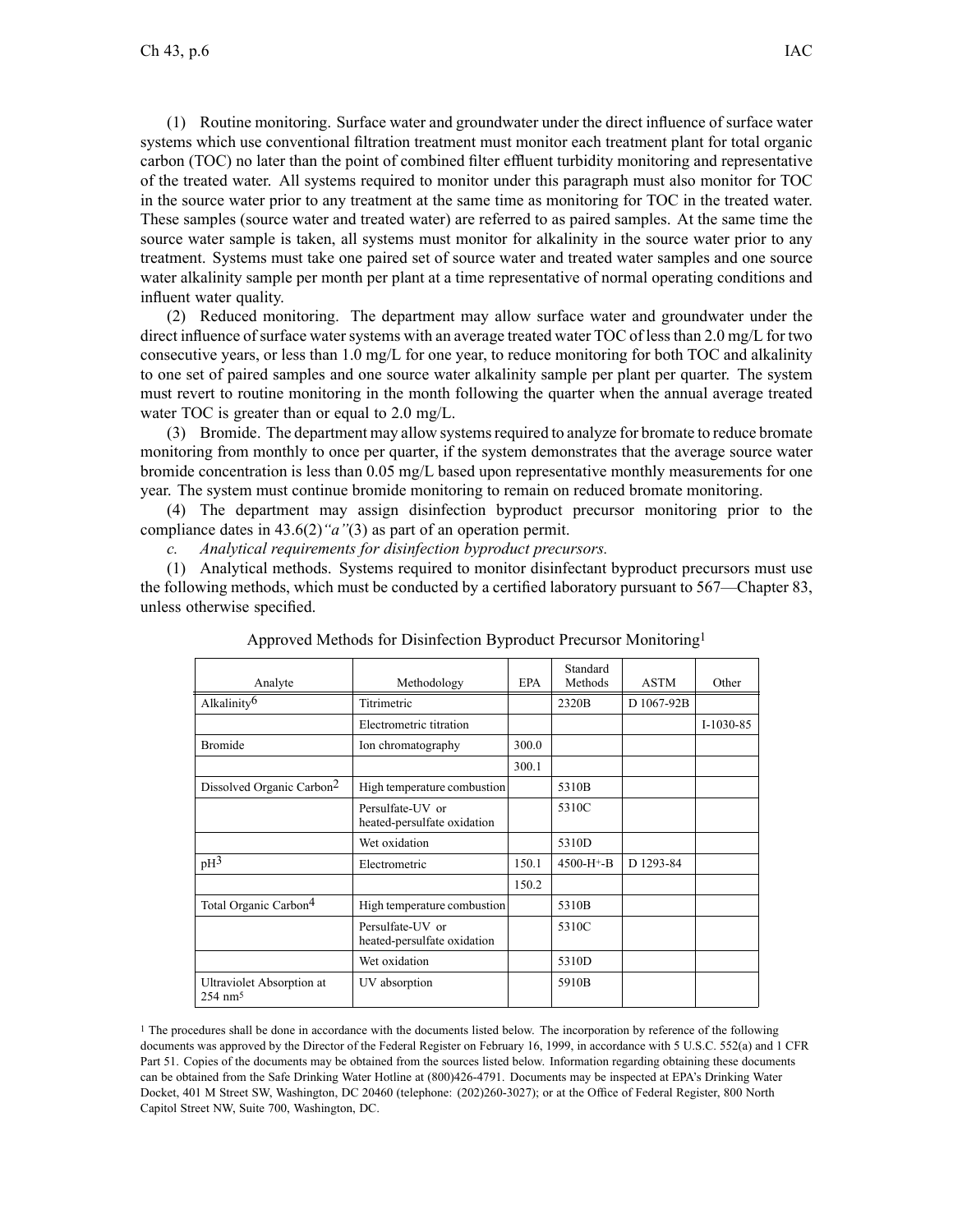(1) Routine monitoring. Surface water and groundwater under the direct influence of surface water systems which use conventional filtration treatment must monitor each treatment plant for total organic carbon (TOC) no later than the point of combined filter effluent turbidity monitoring and representative of the treated water. All systems required to monitor under this paragraph must also monitor for TOC in the source water prior to any treatment at the same time as monitoring for TOC in the treated water. These samples (source water and treated water) are referred to as paired samples. At the same time the source water sample is taken, all systems must monitor for alkalinity in the source water prior to any treatment. Systems must take one paired set of source water and treated water samples and one source water alkalinity sample per month per plant at a time representative of normal operating conditions and influent water quality.

(2) Reduced monitoring. The department may allow surface water and groundwater under the direct influence of surface water systems with an average treated water TOC of less than 2.0 mg/L for two consecutive years, or less than 1.0 mg/L for one year, to reduce monitoring for both TOC and alkalinity to one set of paired samples and one source water alkalinity sample per plant per quarter. The system must revert to routine monitoring in the month following the quarter when the annual average treated water TOC is greater than or equal to 2.0 mg/L.

(3) Bromide. The department may allow systems required to analyze for bromate to reduce bromate monitoring from monthly to once per quarter, if the system demonstrates that the average source water bromide concentration is less than 0.05 mg/L based upon representative monthly measurements for one year. The system must continue bromide monitoring to remain on reduced bromate monitoring.

(4) The department may assign disinfection byproduct precursor monitoring prior to the compliance dates in 43.6(2)*"a"*(3) as part of an operation permit.

*c. Analytical requirements for disinfection byproduct precursors.*

(1) Analytical methods. Systems required to monitor disinfectant byproduct precursors must use the following methods, which must be conducted by a certified laboratory pursuant to 567—Chapter 83, unless otherwise specified.

Approved Methods for Disinfection Byproduct Precursor Monitoring[1]

| Analyte | Methodology | EPA | Standard Methods | ASTM | Other |
|---|---|---|---|---|---|
| Alkalinity[6] | Titrimetric | | 2320B | D 1067-92B | |
| | Electrometric titration | | | | I-1030-85 |
| Bromide | Ion chromatography | 300.0 | | | |
| | | 300.1 | | | |
| Dissolved Organic Carbon[2] | High temperature combustion | | 5310B | | |
| | Persulfate-UV or heated-persulfate oxidation | | 5310C | | |
| | Wet oxidation | | 5310D | | |
| pH[3] | Electrometric | 150.1 | 4500-$H^+$-B | D 1293-84 | |
| | | 150.2 | | | |
| Total Organic Carbon[4] | High temperature combustion | | 5310B | | |
| | Persulfate-UV or heated-persulfate oxidation | | 5310C | | |
| | Wet oxidation | | 5310D | | |
| Ultraviolet Absorption at 254 nm[5] | UV absorption | | 5910B | | |

[1] The procedures shall be done in accordance with the documents listed below. The incorporation by reference of the following documents was approved by the Director of the Federal Register on February 16, 1999, in accordance with 5 U.S.C. 552(a) and 1 CFR Part 51. Copies of the documents may be obtained from the sources listed below. Information regarding obtaining these documents can be obtained from the Safe Drinking Water Hotline at (800)426-4791. Documents may be inspected at EPA's Drinking Water Docket, 401 M Street SW, Washington, DC 20460 (telephone: (202)260-3027); or at the Office of Federal Register, 800 North Capitol Street NW, Suite 700, Washington, DC.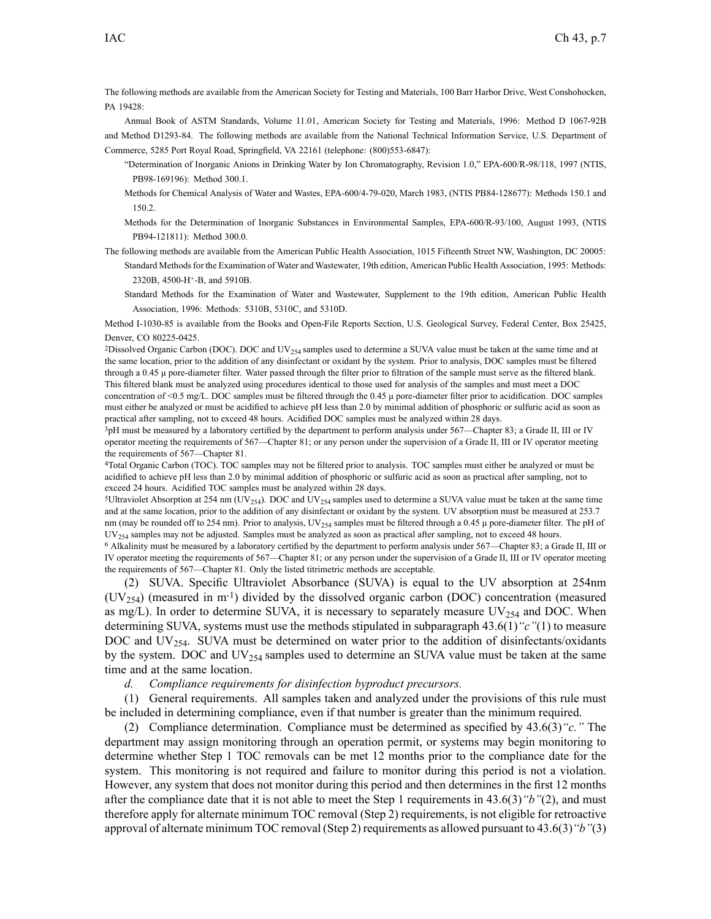The following methods are available from the American Society for Testing and Materials, 100 Barr Harbor Drive, West Conshohocken, PA 19428:

Annual Book of ASTM Standards, Volume 11.01, American Society for Testing and Materials, 1996: Method D 1067-92B and Method D1293-84. The following methods are available from the National Technical Information Service, U.S. Department of Commerce, 5285 Port Royal Road, Springfield, VA 22161 (telephone: (800)553-6847):

"Determination of Inorganic Anions in Drinking Water by Ion Chromatography, Revision 1.0," EPA-600/R-98/118, 1997 (NTIS, PB98-169196): Method 300.1.

Methods for Chemical Analysis of Water and Wastes, EPA-600/4-79-020, March 1983, (NTIS PB84-128677): Methods 150.1 and 150.2.

Methods for the Determination of Inorganic Substances in Environmental Samples, EPA-600/R-93/100, August 1993, (NTIS PB94-121811): Method 300.0.

The following methods are available from the American Public Health Association, 1015 Fifteenth Street NW, Washington, DC 20005:

Standard Methods for the Examination of Water and Wastewater, 19th edition, American Public Health Association, 1995: Methods: 2320B, 4500-$H^+$-B, and 5910B.

Standard Methods for the Examination of Water and Wastewater, Supplement to the 19th edition, American Public Health Association, 1996: Methods: 5310B, 5310C, and 5310D.

Method I-1030-85 is available from the Books and Open-File Reports Section, U.S. Geological Survey, Federal Center, Box 25425, Denver, CO 80225-0425.

[2]Dissolved Organic Carbon (DOC). DOC and $UV_{254}$ samples used to determine a SUVA value must be taken at the same time and at the same location, prior to the addition of any disinfectant or oxidant by the system. Prior to analysis, DOC samples must be filtered through a 0.45 µ pore-diameter filter. Water passed through the filter prior to filtration of the sample must serve as the filtered blank. This filtered blank must be analyzed using procedures identical to those used for analysis of the samples and must meet a DOC concentration of <0.5 mg/L. DOC samples must be filtered through the 0.45 µ pore-diameter filter prior to acidification. DOC samples must either be analyzed or must be acidified to achieve pH less than 2.0 by minimal addition of phosphoric or sulfuric acid as soon as practical after sampling, not to exceed 48 hours. Acidified DOC samples must be analyzed within 28 days.

[3]pH must be measured by a laboratory certified by the department to perform analysis under 567—Chapter 83; a Grade II, III or IV operator meeting the requirements of 567—Chapter 81; or any person under the supervision of a Grade II, III or IV operator meeting the requirements of 567—Chapter 81.

[4]Total Organic Carbon (TOC). TOC samples may not be filtered prior to analysis. TOC samples must either be analyzed or must be acidified to achieve pH less than 2.0 by minimal addition of phosphoric or sulfuric acid as soon as practical after sampling, not to exceed 24 hours. Acidified TOC samples must be analyzed within 28 days.

[5]Ultraviolet Absorption at 254 nm ($UV_{254}$). DOC and $UV_{254}$ samples used to determine a SUVA value must be taken at the same time and at the same location, prior to the addition of any disinfectant or oxidant by the system. UV absorption must be measured at 253.7 nm (may be rounded off to 254 nm). Prior to analysis, $UV_{254}$ samples must be filtered through a 0.45 µ pore-diameter filter. The pH of $UV_{254}$ samples may not be adjusted. Samples must be analyzed as soon as practical after sampling, not to exceed 48 hours.

[6] Alkalinity must be measured by a laboratory certified by the department to perform analysis under 567—Chapter 83; a Grade II, III or IV operator meeting the requirements of 567—Chapter 81; or any person under the supervision of a Grade II, III or IV operator meeting the requirements of 567—Chapter 81. Only the listed titrimetric methods are acceptable.

(2) SUVA. Specific Ultraviolet Absorbance (SUVA) is equal to the UV absorption at 254nm ($UV_{254}$) (measured in $m^{-1}$) divided by the dissolved organic carbon (DOC) concentration (measured as mg/L). In order to determine SUVA, it is necessary to separately measure $UV_{254}$ and DOC. When determining SUVA, systems must use the methods stipulated in subparagraph 43.6(1)*"c"*(1) to measure DOC and $UV_{254}$. SUVA must be determined on water prior to the addition of disinfectants/oxidants by the system. DOC and $UV_{254}$ samples used to determine an SUVA value must be taken at the same time and at the same location.

*d. Compliance requirements for disinfection byproduct precursors.*

(1) General requirements. All samples taken and analyzed under the provisions of this rule must be included in determining compliance, even if that number is greater than the minimum required.

(2) Compliance determination. Compliance must be determined as specified by 43.6(3)*"c."* The department may assign monitoring through an operation permit, or systems may begin monitoring to determine whether Step 1 TOC removals can be met 12 months prior to the compliance date for the system. This monitoring is not required and failure to monitor during this period is not a violation. However, any system that does not monitor during this period and then determines in the first 12 months after the compliance date that it is not able to meet the Step 1 requirements in 43.6(3)*"b"*(2), and must therefore apply for alternate minimum TOC removal (Step 2) requirements, is not eligible for retroactive approval of alternate minimum TOC removal (Step 2) requirements as allowed pursuant to 43.6(3)*"b"*(3)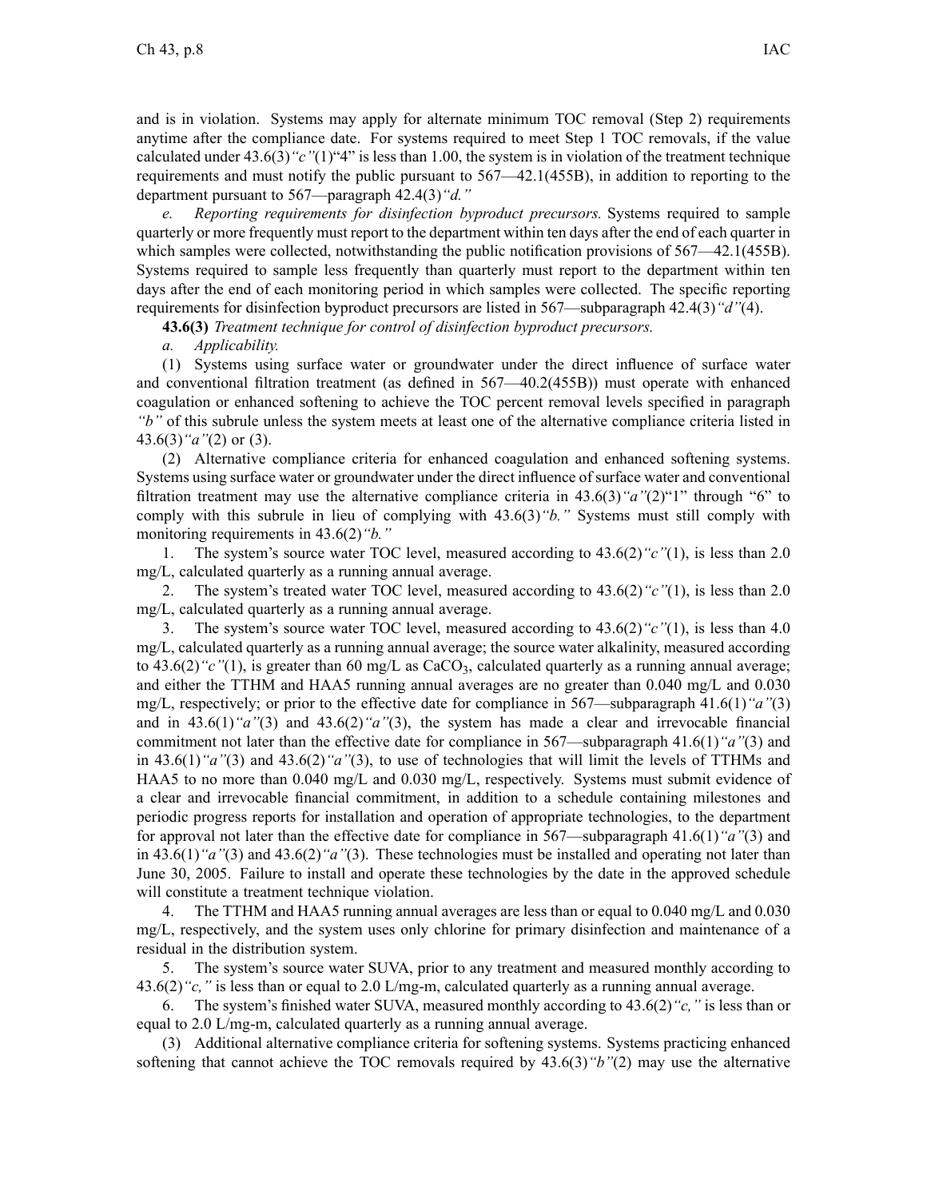and is in violation. Systems may apply for alternate minimum TOC removal (Step 2) requirements anytime after the compliance date. For systems required to meet Step 1 TOC removals, if the value calculated under 43.6(3)*"c"*(1)"4" is less than 1.00, the system is in violation of the treatment technique requirements and must notify the public pursuant to 567—42.1(455B), in addition to reporting to the department pursuant to 567—paragraph 42.4(3)*"d."*

*e. Reporting requirements for disinfection byproduct precursors.* Systems required to sample quarterly or more frequently must report to the department within ten days after the end of each quarter in which samples were collected, notwithstanding the public notification provisions of 567—42.1(455B). Systems required to sample less frequently than quarterly must report to the department within ten days after the end of each monitoring period in which samples were collected. The specific reporting requirements for disinfection byproduct precursors are listed in 567—subparagraph 42.4(3)*"d"*(4).

**43.6(3)** *Treatment technique for control of disinfection byproduct precursors.*

*a. Applicability.*

(1) Systems using surface water or groundwater under the direct influence of surface water and conventional filtration treatment (as defined in 567—40.2(455B)) must operate with enhanced coagulation or enhanced softening to achieve the TOC percent removal levels specified in paragraph *"b"* of this subrule unless the system meets at least one of the alternative compliance criteria listed in 43.6(3)*"a"*(2) or (3).

(2) Alternative compliance criteria for enhanced coagulation and enhanced softening systems. Systems using surface water or groundwater under the direct influence of surface water and conventional filtration treatment may use the alternative compliance criteria in 43.6(3)*"a"*(2)"1" through "6" to comply with this subrule in lieu of complying with 43.6(3)*"b."* Systems must still comply with monitoring requirements in 43.6(2)*"b."*

1. The system's source water TOC level, measured according to 43.6(2)*"c"*(1), is less than 2.0 mg/L, calculated quarterly as a running annual average.

2. The system's treated water TOC level, measured according to 43.6(2)*"c"*(1), is less than 2.0 mg/L, calculated quarterly as a running annual average.

3. The system's source water TOC level, measured according to 43.6(2)*"c"*(1), is less than 4.0 mg/L, calculated quarterly as a running annual average; the source water alkalinity, measured according to 43.6(2)*"c"*(1), is greater than 60 mg/L as $CaCO_3$, calculated quarterly as a running annual average; and either the TTHM and HAA5 running annual averages are no greater than 0.040 mg/L and 0.030 mg/L, respectively; or prior to the effective date for compliance in 567—subparagraph 41.6(1)*"a"*(3) and in 43.6(1)*"a"*(3) and 43.6(2)*"a"*(3), the system has made a clear and irrevocable financial commitment not later than the effective date for compliance in 567—subparagraph 41.6(1)*"a"*(3) and in 43.6(1)*"a"*(3) and 43.6(2)*"a"*(3), to use of technologies that will limit the levels of TTHMs and HAA5 to no more than 0.040 mg/L and 0.030 mg/L, respectively. Systems must submit evidence of a clear and irrevocable financial commitment, in addition to a schedule containing milestones and periodic progress reports for installation and operation of appropriate technologies, to the department for approval not later than the effective date for compliance in 567—subparagraph 41.6(1)*"a"*(3) and in 43.6(1)*"a"*(3) and 43.6(2)*"a"*(3). These technologies must be installed and operating not later than June 30, 2005. Failure to install and operate these technologies by the date in the approved schedule will constitute a treatment technique violation.

4. The TTHM and HAA5 running annual averages are less than or equal to 0.040 mg/L and 0.030 mg/L, respectively, and the system uses only chlorine for primary disinfection and maintenance of a residual in the distribution system.

5. The system's source water SUVA, prior to any treatment and measured monthly according to 43.6(2)*"c,"* is less than or equal to 2.0 L/mg-m, calculated quarterly as a running annual average.

6. The system's finished water SUVA, measured monthly according to 43.6(2)*"c,"* is less than or equal to 2.0 L/mg-m, calculated quarterly as a running annual average.

(3) Additional alternative compliance criteria for softening systems. Systems practicing enhanced softening that cannot achieve the TOC removals required by 43.6(3)*"b"*(2) may use the alternative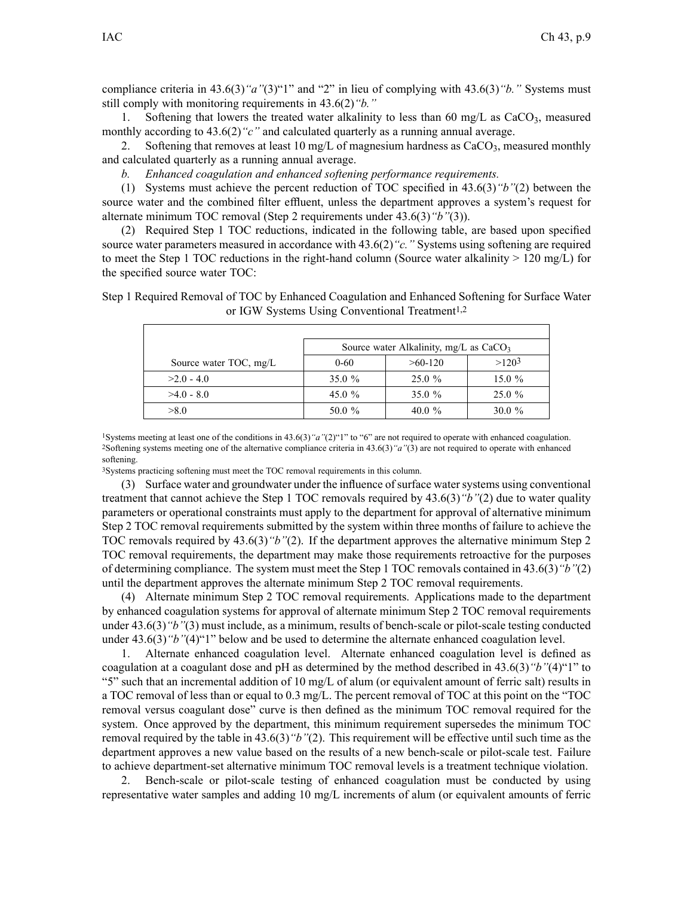compliance criteria in 43.6(3)*"a"*(3)"1" and "2" in lieu of complying with 43.6(3)*"b."* Systems must still comply with monitoring requirements in 43.6(2)*"b."*

1. Softening that lowers the treated water alkalinity to less than 60 mg/L as $CaCO_3$, measured monthly according to 43.6(2)*"c"* and calculated quarterly as a running annual average.

2. Softening that removes at least 10 mg/L of magnesium hardness as $CaCO_3$, measured monthly and calculated quarterly as a running annual average.

*b. Enhanced coagulation and enhanced softening performance requirements.*

(1) Systems must achieve the percent reduction of TOC specified in 43.6(3)*"b"*(2) between the source water and the combined filter effluent, unless the department approves a system's request for alternate minimum TOC removal (Step 2 requirements under 43.6(3)*"b"*(3)).

(2) Required Step 1 TOC reductions, indicated in the following table, are based upon specified source water parameters measured in accordance with 43.6(2)*"c."* Systems using softening are required to meet the Step 1 TOC reductions in the right-hand column (Source water alkalinity > 120 mg/L) for the specified source water TOC:

Step 1 Required Removal of TOC by Enhanced Coagulation and Enhanced Softening for Surface Water or IGW Systems Using Conventional Treatment[1,2]

| | Source water Alkalinity, mg/L as $CaCO_3$ | | |
|---|---|---|---|
| Source water TOC, mg/L | 0-60 | >60-120 | >120[3] |
| >2.0 - 4.0 | 35.0 % | 25.0 % | 15.0 % |
| >4.0 - 8.0 | 45.0 % | 35.0 % | 25.0 % |
| >8.0 | 50.0 % | 40.0 % | 30.0 % |

[1]Systems meeting at least one of the conditions in 43.6(3)*"a"*(2)"1" to "6" are not required to operate with enhanced coagulation.
[2]Softening systems meeting one of the alternative compliance criteria in 43.6(3)*"a"*(3) are not required to operate with enhanced softening.
[3]Systems practicing softening must meet the TOC removal requirements in this column.

(3) Surface water and groundwater under the influence of surface water systems using conventional treatment that cannot achieve the Step 1 TOC removals required by 43.6(3)*"b"*(2) due to water quality parameters or operational constraints must apply to the department for approval of alternative minimum Step 2 TOC removal requirements submitted by the system within three months of failure to achieve the TOC removals required by 43.6(3)*"b"*(2). If the department approves the alternative minimum Step 2 TOC removal requirements, the department may make those requirements retroactive for the purposes of determining compliance. The system must meet the Step 1 TOC removals contained in 43.6(3)*"b"*(2) until the department approves the alternate minimum Step 2 TOC removal requirements.

(4) Alternate minimum Step 2 TOC removal requirements. Applications made to the department by enhanced coagulation systems for approval of alternate minimum Step 2 TOC removal requirements under 43.6(3)*"b"*(3) must include, as a minimum, results of bench-scale or pilot-scale testing conducted under 43.6(3)*"b"*(4)"1" below and be used to determine the alternate enhanced coagulation level.

1. Alternate enhanced coagulation level. Alternate enhanced coagulation level is defined as coagulation at a coagulant dose and pH as determined by the method described in 43.6(3)*"b"*(4)"1" to "5" such that an incremental addition of 10 mg/L of alum (or equivalent amount of ferric salt) results in a TOC removal of less than or equal to 0.3 mg/L. The percent removal of TOC at this point on the "TOC removal versus coagulant dose" curve is then defined as the minimum TOC removal required for the system. Once approved by the department, this minimum requirement supersedes the minimum TOC removal required by the table in 43.6(3)*"b"*(2). This requirement will be effective until such time as the department approves a new value based on the results of a new bench-scale or pilot-scale test. Failure to achieve department-set alternative minimum TOC removal levels is a treatment technique violation.

2. Bench-scale or pilot-scale testing of enhanced coagulation must be conducted by using representative water samples and adding 10 mg/L increments of alum (or equivalent amounts of ferric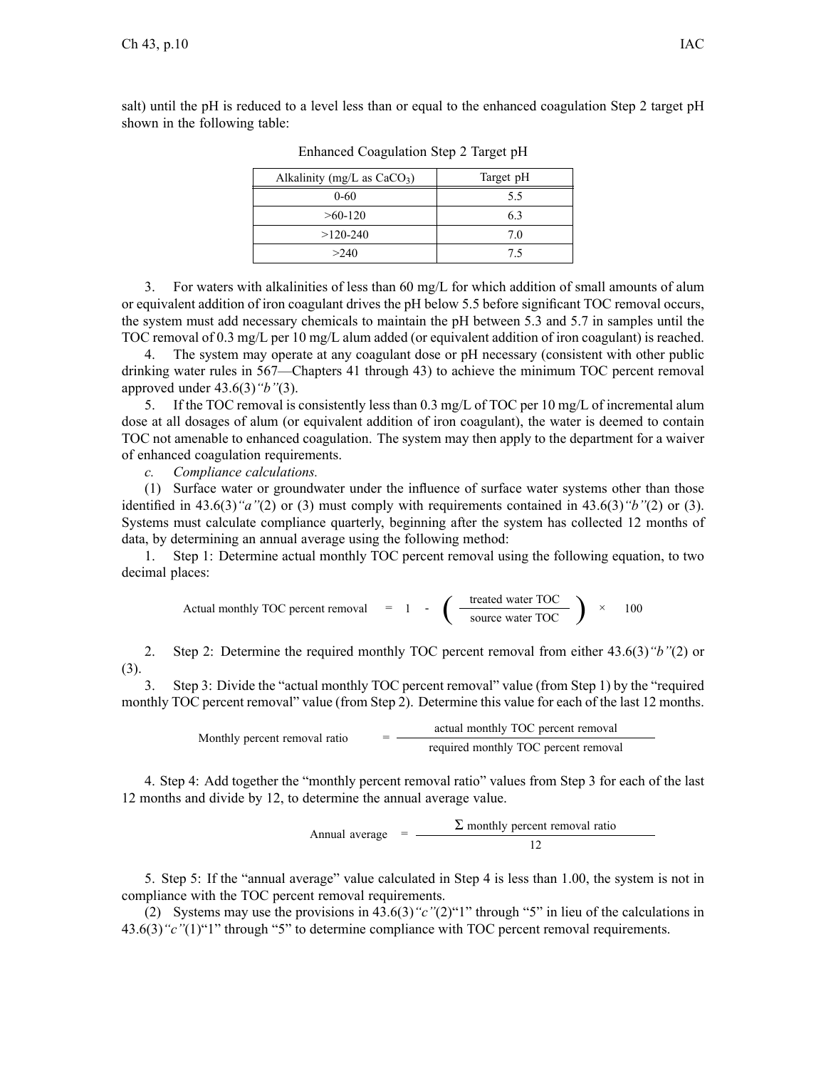salt) until the pH is reduced to a level less than or equal to the enhanced coagulation Step 2 target pH shown in the following table:

Enhanced Coagulation Step 2 Target pH

| Alkalinity (mg/L as $CaCO_3$) | Target pH |
|---|---|
| 0-60 | 5.5 |
| >60-120 | 6.3 |
| >120-240 | 7.0 |
| >240 | 7.5 |

3. For waters with alkalinities of less than 60 mg/L for which addition of small amounts of alum or equivalent addition of iron coagulant drives the pH below 5.5 before significant TOC removal occurs, the system must add necessary chemicals to maintain the pH between 5.3 and 5.7 in samples until the TOC removal of 0.3 mg/L per 10 mg/L alum added (or equivalent addition of iron coagulant) is reached.

4. The system may operate at any coagulant dose or pH necessary (consistent with other public drinking water rules in 567—Chapters 41 through 43) to achieve the minimum TOC percent removal approved under 43.6(3)*"b"*(3).

5. If the TOC removal is consistently less than 0.3 mg/L of TOC per 10 mg/L of incremental alum dose at all dosages of alum (or equivalent addition of iron coagulant), the water is deemed to contain TOC not amenable to enhanced coagulation. The system may then apply to the department for a waiver of enhanced coagulation requirements.

*c. Compliance calculations.*

(1) Surface water or groundwater under the influence of surface water systems other than those identified in 43.6(3)*"a"*(2) or (3) must comply with requirements contained in 43.6(3)*"b"*(2) or (3). Systems must calculate compliance quarterly, beginning after the system has collected 12 months of data, by determining an annual average using the following method:

1. Step 1: Determine actual monthly TOC percent removal using the following equation, to two decimal places:

$$\text{Actual monthly TOC percent removal} = 1 - \left( \frac{\text{treated water TOC}}{\text{source water TOC}} \right) \times 100$$

2. Step 2: Determine the required monthly TOC percent removal from either 43.6(3)*"b"*(2) or (3).

3. Step 3: Divide the "actual monthly TOC percent removal" value (from Step 1) by the "required monthly TOC percent removal" value (from Step 2). Determine this value for each of the last 12 months.

$$\text{Monthly percent removal ratio} = \frac{\text{actual monthly TOC percent removal}}{\text{required monthly TOC percent removal}}$$

4. Step 4: Add together the "monthly percent removal ratio" values from Step 3 for each of the last 12 months and divide by 12, to determine the annual average value.

$$\text{Annual average} = \frac{\Sigma \text{ monthly percent removal ratio}}{12}$$

5. Step 5: If the "annual average" value calculated in Step 4 is less than 1.00, the system is not in compliance with the TOC percent removal requirements.

(2) Systems may use the provisions in 43.6(3)*"c"*(2)"1" through "5" in lieu of the calculations in 43.6(3)*"c"*(1)"1" through "5" to determine compliance with TOC percent removal requirements.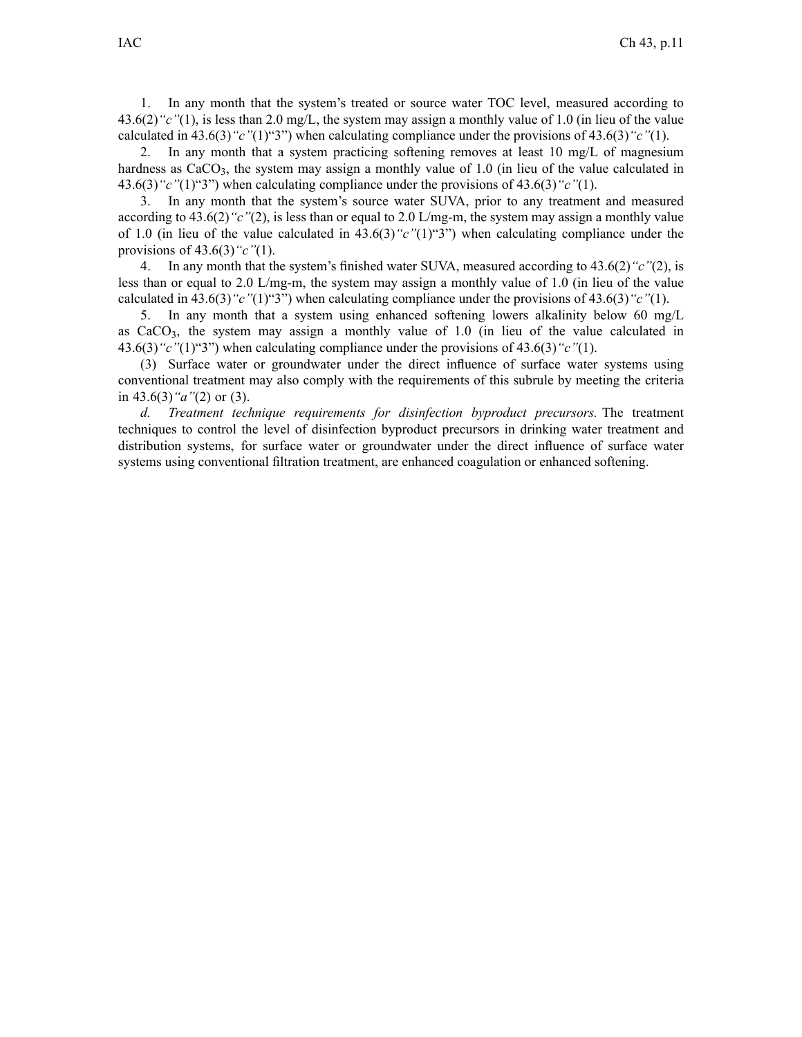1. In any month that the system's treated or source water TOC level, measured according to 43.6(2)*"c"*(1), is less than 2.0 mg/L, the system may assign a monthly value of 1.0 (in lieu of the value calculated in 43.6(3)*"c"*(1)"3") when calculating compliance under the provisions of 43.6(3)*"c"*(1).

2. In any month that a system practicing softening removes at least 10 mg/L of magnesium hardness as $CaCO_3$, the system may assign a monthly value of 1.0 (in lieu of the value calculated in 43.6(3)*"c"*(1)"3") when calculating compliance under the provisions of 43.6(3)*"c"*(1).

3. In any month that the system's source water SUVA, prior to any treatment and measured according to 43.6(2)*"c"*(2), is less than or equal to 2.0 L/mg-m, the system may assign a monthly value of 1.0 (in lieu of the value calculated in 43.6(3)*"c"*(1)"3") when calculating compliance under the provisions of 43.6(3)*"c"*(1).

4. In any month that the system's finished water SUVA, measured according to 43.6(2)*"c"*(2), is less than or equal to 2.0 L/mg-m, the system may assign a monthly value of 1.0 (in lieu of the value calculated in 43.6(3)*"c"*(1)"3") when calculating compliance under the provisions of 43.6(3)*"c"*(1).

5. In any month that a system using enhanced softening lowers alkalinity below 60 mg/L as $CaCO_3$, the system may assign a monthly value of 1.0 (in lieu of the value calculated in 43.6(3)*"c"*(1)"3") when calculating compliance under the provisions of 43.6(3)*"c"*(1).

(3) Surface water or groundwater under the direct influence of surface water systems using conventional treatment may also comply with the requirements of this subrule by meeting the criteria in 43.6(3)*"a"*(2) or (3).

*d. Treatment technique requirements for disinfection byproduct precursors.* The treatment techniques to control the level of disinfection byproduct precursors in drinking water treatment and distribution systems, for surface water or groundwater under the direct influence of surface water systems using conventional filtration treatment, are enhanced coagulation or enhanced softening.